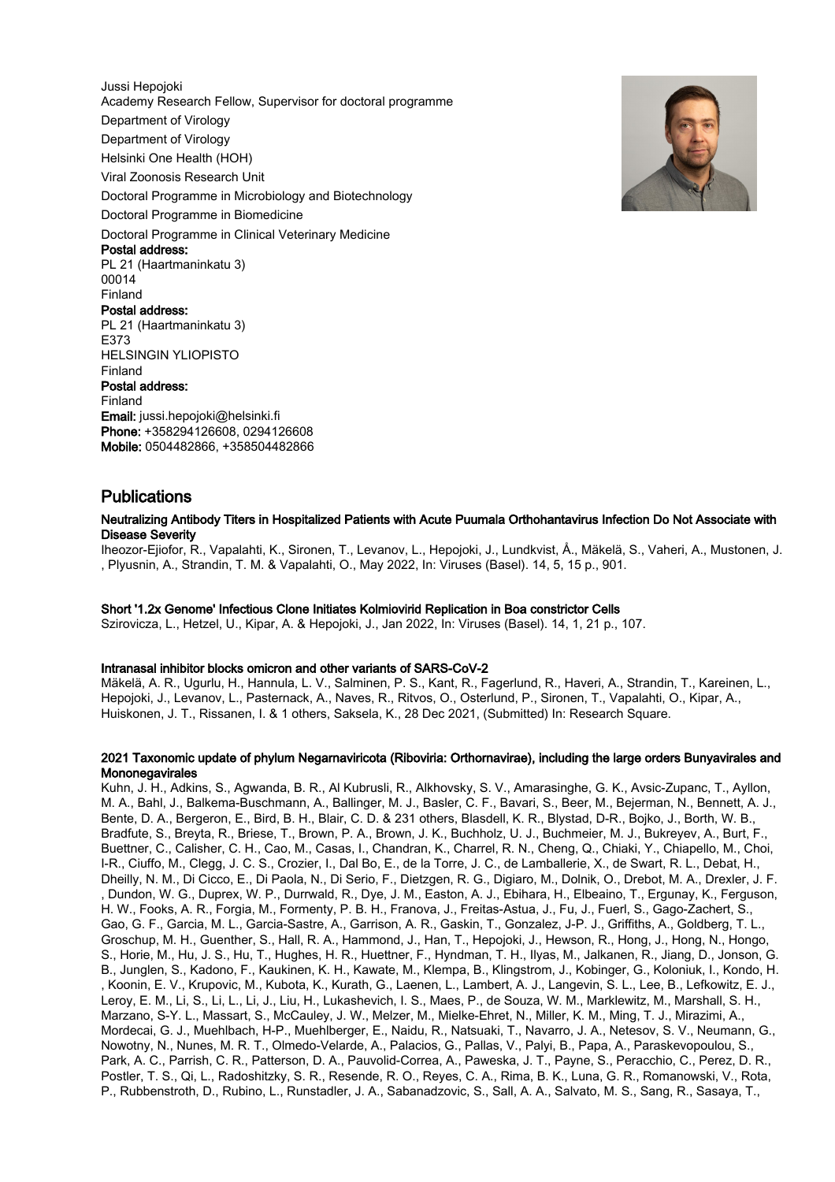Jussi Hepojoki
Academy Research Fellow, Supervisor for doctoral programme
Department of Virology
Department of Virology
Helsinki One Health (HOH)
Viral Zoonosis Research Unit
Doctoral Programme in Microbiology and Biotechnology
Doctoral Programme in Biomedicine
Doctoral Programme in Clinical Veterinary Medicine

**Postal address:**
PL 21 (Haartmaninkatu 3)
00014
Finland

**Postal address:**
PL 21 (Haartmaninkatu 3)
E373
HELSINGIN YLIOPISTO
Finland

**Postal address:**
Finland

**Email:** jussi.hepojoki@helsinki.fi
**Phone:** +358294126608, 0294126608
**Mobile:** 0504482866, +358504482866

# Publications

**Neutralizing Antibody Titers in Hospitalized Patients with Acute Puumala Orthohantavirus Infection Do Not Associate with Disease Severity**
Iheozor-Ejiofor, R., Vapalahti, K., Sironen, T., Levanov, L., Hepojoki, J., Lundkvist, Å., Mäkelä, S., Vaheri, A., Mustonen, J., Plyusnin, A., Strandin, T. M. & Vapalahti, O., May 2022, In: Viruses (Basel). 14, 5, 15 p., 901.

**Short '1.2x Genome' Infectious Clone Initiates Kolmiovirid Replication in Boa constrictor Cells**
Szirovicza, L., Hetzel, U., Kipar, A. & Hepojoki, J., Jan 2022, In: Viruses (Basel). 14, 1, 21 p., 107.

**Intranasal inhibitor blocks omicron and other variants of SARS-CoV-2**
Mäkelä, A. R., Ugurlu, H., Hannula, L. V., Salminen, P. S., Kant, R., Fagerlund, R., Haveri, A., Strandin, T., Kareinen, L., Hepojoki, J., Levanov, L., Pasternack, A., Naves, R., Ritvos, O., Osterlund, P., Sironen, T., Vapalahti, O., Kipar, A., Huiskonen, J. T., Rissanen, I. & 1 others, Saksela, K., 28 Dec 2021, (Submitted) In: Research Square.

**2021 Taxonomic update of phylum Negarnaviricota (Riboviria: Orthornavirae), including the large orders Bunyavirales and Mononegavirales**
Kuhn, J. H., Adkins, S., Agwanda, B. R., Al Kubrusli, R., Alkhovsky, S. V., Amarasinghe, G. K., Avsic-Zupanc, T., Ayllon, M. A., Bahl, J., Balkema-Buschmann, A., Ballinger, M. J., Basler, C. F., Bavari, S., Beer, M., Bejerman, N., Bennett, A. J., Bente, D. A., Bergeron, E., Bird, B. H., Blair, C. D. & 231 others, Blasdell, K. R., Blystad, D-R., Bojko, J., Borth, W. B., Bradfute, S., Breyta, R., Briese, T., Brown, P. A., Brown, J. K., Buchholz, U. J., Buchmeier, M. J., Bukreyev, A., Burt, F., Buettner, C., Calisher, C. H., Cao, M., Casas, I., Chandran, K., Charrel, R. N., Cheng, Q., Chiaki, Y., Chiapello, M., Choi, I-R., Ciuffo, M., Clegg, J. C. S., Crozier, I., Dal Bo, E., de la Torre, J. C., de Lamballerie, X., de Swart, R. L., Debat, H., Dheilly, N. M., Di Cicco, E., Di Paola, N., Di Serio, F., Dietzgen, R. G., Digiaro, M., Dolnik, O., Drebot, M. A., Drexler, J. F., Dundon, W. G., Duprex, W. P., Durrwald, R., Dye, J. M., Easton, A. J., Ebihara, H., Elbeaino, T., Ergunay, K., Ferguson, H. W., Fooks, A. R., Forgia, M., Formenty, P. B. H., Franova, J., Freitas-Astua, J., Fu, J., Fuerl, S., Gago-Zachert, S., Gao, G. F., Garcia, M. L., Garcia-Sastre, A., Garrison, A. R., Gaskin, T., Gonzalez, J-P. J., Griffiths, A., Goldberg, T. L., Groschup, M. H., Guenther, S., Hall, R. A., Hammond, J., Han, T., Hepojoki, J., Hewson, R., Hong, J., Hong, N., Hongo, S., Horie, M., Hu, J. S., Hu, T., Hughes, H. R., Huettner, F., Hyndman, T. H., Ilyas, M., Jalkanen, R., Jiang, D., Jonson, G. B., Junglen, S., Kadono, F., Kaukinen, K. H., Kawate, M., Klempa, B., Klingstrom, J., Kobinger, G., Koloniuk, I., Kondo, H., Koonin, E. V., Krupovic, M., Kubota, K., Kurath, G., Laenen, L., Lambert, A. J., Langevin, S. L., Lee, B., Lefkowitz, E. J., Leroy, E. M., Li, S., Li, L., Li, J., Liu, H., Lukashevich, I. S., Maes, P., de Souza, W. M., Marklewitz, M., Marshall, S. H., Marzano, S-Y. L., Massart, S., McCauley, J. W., Melzer, M., Mielke-Ehret, N., Miller, K. M., Ming, T. J., Mirazimi, A., Mordecai, G. J., Muehlbach, H-P., Muehlberger, E., Naidu, R., Natsuaki, T., Navarro, J. A., Netesov, S. V., Neumann, G., Nowotny, N., Nunes, M. R. T., Olmedo-Velarde, A., Palacios, G., Pallas, V., Palyi, B., Papa, A., Paraskevopoulou, S., Park, A. C., Parrish, C. R., Patterson, D. A., Pauvolid-Correa, A., Paweska, J. T., Payne, S., Peracchio, C., Perez, D. R., Postler, T. S., Qi, L., Radoshitzky, S. R., Resende, R. O., Reyes, C. A., Rima, B. K., Luna, G. R., Romanowski, V., Rota, P., Rubbenstroth, D., Rubino, L., Runstadler, J. A., Sabanadzovic, S., Sall, A. A., Salvato, M. S., Sang, R., Sasaya, T.,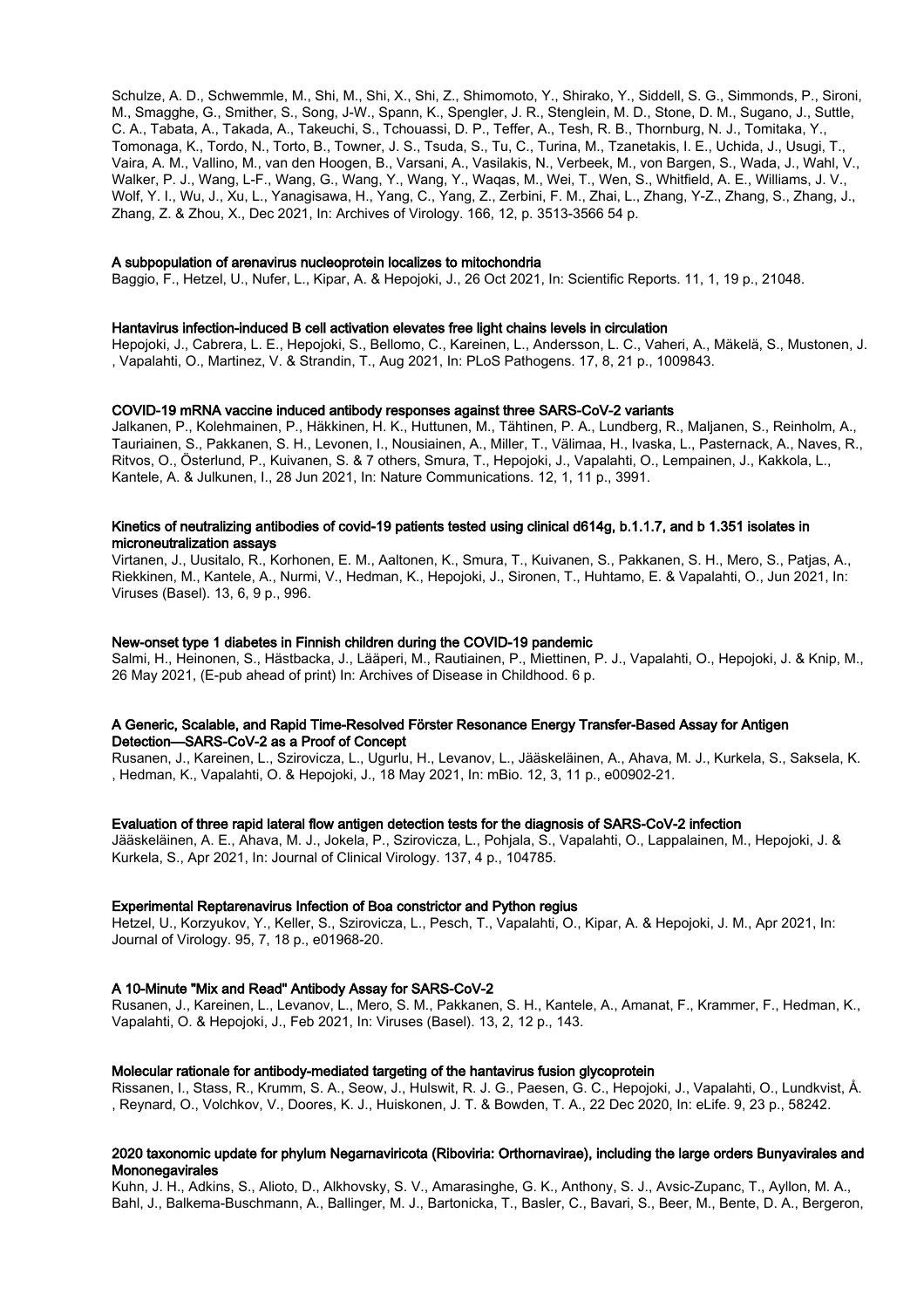Schulze, A. D., Schwemmle, M., Shi, M., Shi, X., Shi, Z., Shimomoto, Y., Shirako, Y., Siddell, S. G., Simmonds, P., Sironi, M., Smagghe, G., Smither, S., Song, J-W., Spann, K., Spengler, J. R., Stenglein, M. D., Stone, D. M., Sugano, J., Suttle, C. A., Tabata, A., Takada, A., Takeuchi, S., Tchouassi, D. P., Teffer, A., Tesh, R. B., Thornburg, N. J., Tomitaka, Y., Tomonaga, K., Tordo, N., Torto, B., Towner, J. S., Tsuda, S., Tu, C., Turina, M., Tzanetakis, I. E., Uchida, J., Usugi, T., Vaira, A. M., Vallino, M., van den Hoogen, B., Varsani, A., Vasilakis, N., Verbeek, M., von Bargen, S., Wada, J., Wahl, V., Walker, P. J., Wang, L-F., Wang, G., Wang, Y., Wang, Y., Waqas, M., Wei, T., Wen, S., Whitfield, A. E., Williams, J. V., Wolf, Y. I., Wu, J., Xu, L., Yanagisawa, H., Yang, C., Yang, Z., Zerbini, F. M., Zhai, L., Zhang, Y-Z., Zhang, S., Zhang, J., Zhang, Z. & Zhou, X., Dec 2021, In: Archives of Virology. 166, 12, p. 3513-3566 54 p.

### A subpopulation of arenavirus nucleoprotein localizes to mitochondria

Baggio, F., Hetzel, U., Nufer, L., Kipar, A. & Hepojoki, J., 26 Oct 2021, In: Scientific Reports. 11, 1, 19 p., 21048.

### Hantavirus infection-induced B cell activation elevates free light chains levels in circulation

Hepojoki, J., Cabrera, L. E., Hepojoki, S., Bellomo, C., Kareinen, L., Andersson, L. C., Vaheri, A., Mäkelä, S., Mustonen, J. , Vapalahti, O., Martinez, V. & Strandin, T., Aug 2021, In: PLoS Pathogens. 17, 8, 21 p., 1009843.

### COVID-19 mRNA vaccine induced antibody responses against three SARS-CoV-2 variants

Jalkanen, P., Kolehmainen, P., Häkkinen, H. K., Huttunen, M., Tähtinen, P. A., Lundberg, R., Maljanen, S., Reinholm, A., Tauriainen, S., Pakkanen, S. H., Levonen, I., Nousiainen, A., Miller, T., Välimaa, H., Ivaska, L., Pasternack, A., Naves, R., Ritvos, O., Österlund, P., Kuivanen, S. & 7 others, Smura, T., Hepojoki, J., Vapalahti, O., Lempainen, J., Kakkola, L., Kantele, A. & Julkunen, I., 28 Jun 2021, In: Nature Communications. 12, 1, 11 p., 3991.

### Kinetics of neutralizing antibodies of covid-19 patients tested using clinical d614g, b.1.1.7, and b 1.351 isolates in microneutralization assays

Virtanen, J., Uusitalo, R., Korhonen, E. M., Aaltonen, K., Smura, T., Kuivanen, S., Pakkanen, S. H., Mero, S., Patjas, A., Riekkinen, M., Kantele, A., Nurmi, V., Hedman, K., Hepojoki, J., Sironen, T., Huhtamo, E. & Vapalahti, O., Jun 2021, In: Viruses (Basel). 13, 6, 9 p., 996.

### New-onset type 1 diabetes in Finnish children during the COVID-19 pandemic

Salmi, H., Heinonen, S., Hästbacka, J., Lääperi, M., Rautiainen, P., Miettinen, P. J., Vapalahti, O., Hepojoki, J. & Knip, M., 26 May 2021, (E-pub ahead of print) In: Archives of Disease in Childhood. 6 p.

### A Generic, Scalable, and Rapid Time-Resolved Förster Resonance Energy Transfer-Based Assay for Antigen Detection—SARS-CoV-2 as a Proof of Concept

Rusanen, J., Kareinen, L., Szirovicza, L., Ugurlu, H., Levanov, L., Jääskeläinen, A., Ahava, M. J., Kurkela, S., Saksela, K. , Hedman, K., Vapalahti, O. & Hepojoki, J., 18 May 2021, In: mBio. 12, 3, 11 p., e00902-21.

### Evaluation of three rapid lateral flow antigen detection tests for the diagnosis of SARS-CoV-2 infection

Jääskeläinen, A. E., Ahava, M. J., Jokela, P., Szirovicza, L., Pohjala, S., Vapalahti, O., Lappalainen, M., Hepojoki, J. & Kurkela, S., Apr 2021, In: Journal of Clinical Virology. 137, 4 p., 104785.

### Experimental Reptarenavirus Infection of Boa constrictor and Python regius

Hetzel, U., Korzyukov, Y., Keller, S., Szirovicza, L., Pesch, T., Vapalahti, O., Kipar, A. & Hepojoki, J. M., Apr 2021, In: Journal of Virology. 95, 7, 18 p., e01968-20.

### A 10-Minute "Mix and Read" Antibody Assay for SARS-CoV-2

Rusanen, J., Kareinen, L., Levanov, L., Mero, S. M., Pakkanen, S. H., Kantele, A., Amanat, F., Krammer, F., Hedman, K., Vapalahti, O. & Hepojoki, J., Feb 2021, In: Viruses (Basel). 13, 2, 12 p., 143.

### Molecular rationale for antibody-mediated targeting of the hantavirus fusion glycoprotein

Rissanen, I., Stass, R., Krumm, S. A., Seow, J., Hulswit, R. J. G., Paesen, G. C., Hepojoki, J., Vapalahti, O., Lundkvist, Å. , Reynard, O., Volchkov, V., Doores, K. J., Huiskonen, J. T. & Bowden, T. A., 22 Dec 2020, In: eLife. 9, 23 p., 58242.

### 2020 taxonomic update for phylum Negarnaviricota (Riboviria: Orthornavirae), including the large orders Bunyavirales and Mononegavirales

Kuhn, J. H., Adkins, S., Alioto, D., Alkhovsky, S. V., Amarasinghe, G. K., Anthony, S. J., Avsic-Zupanc, T., Ayllon, M. A., Bahl, J., Balkema-Buschmann, A., Ballinger, M. J., Bartonicka, T., Basler, C., Bavari, S., Beer, M., Bente, D. A., Bergeron,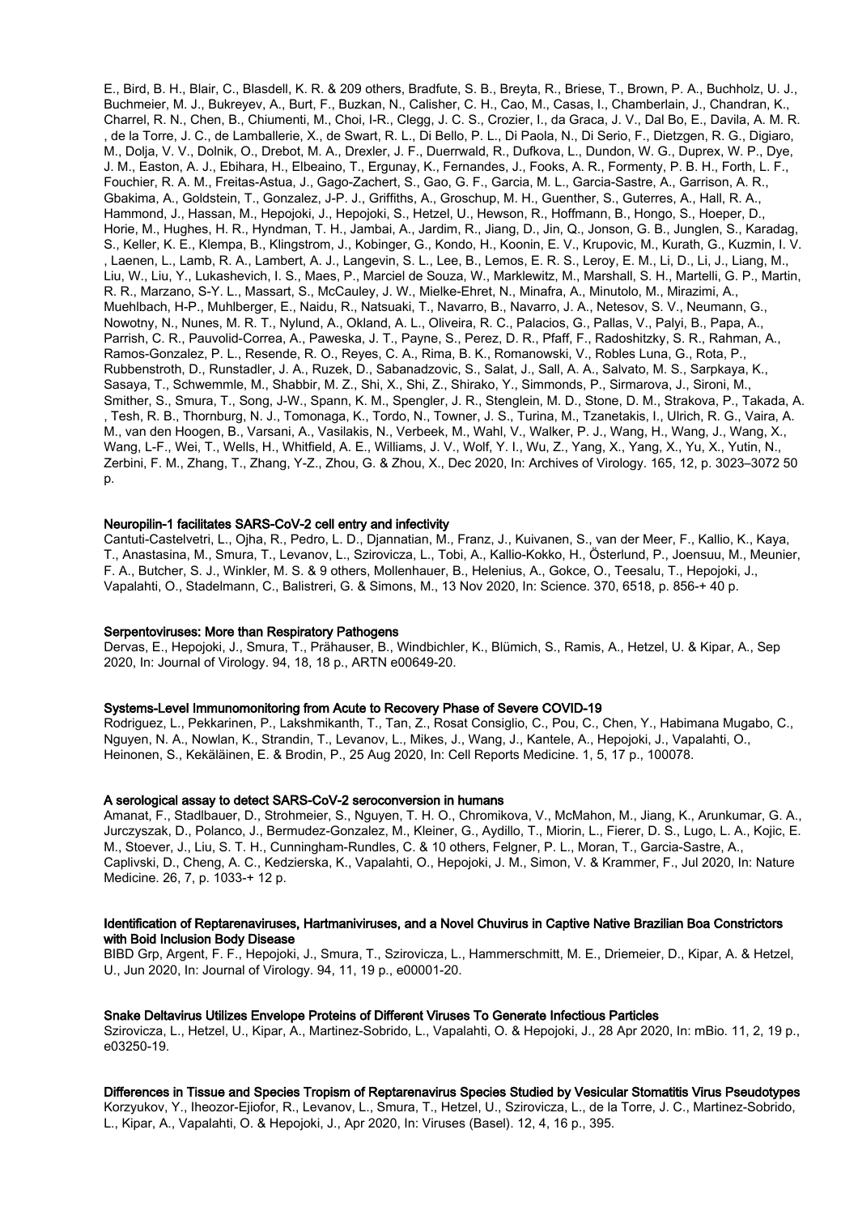E., Bird, B. H., Blair, C., Blasdell, K. R. & 209 others, Bradfute, S. B., Breyta, R., Briese, T., Brown, P. A., Buchholz, U. J., Buchmeier, M. J., Bukreyev, A., Burt, F., Buzkan, N., Calisher, C. H., Cao, M., Casas, I., Chamberlain, J., Chandran, K., Charrel, R. N., Chen, B., Chiumenti, M., Choi, I-R., Clegg, J. C. S., Crozier, I., da Graca, J. V., Dal Bo, E., Davila, A. M. R. , de la Torre, J. C., de Lamballerie, X., de Swart, R. L., Di Bello, P. L., Di Paola, N., Di Serio, F., Dietzgen, R. G., Digiaro, M., Dolja, V. V., Dolnik, O., Drebot, M. A., Drexler, J. F., Duerrwald, R., Dufkova, L., Dundon, W. G., Duprex, W. P., Dye, J. M., Easton, A. J., Ebihara, H., Elbeaino, T., Ergunay, K., Fernandes, J., Fooks, A. R., Formenty, P. B. H., Forth, L. F., Fouchier, R. A. M., Freitas-Astua, J., Gago-Zachert, S., Gao, G. F., Garcia, M. L., Garcia-Sastre, A., Garrison, A. R., Gbakima, A., Goldstein, T., Gonzalez, J-P. J., Griffiths, A., Groschup, M. H., Guenther, S., Guterres, A., Hall, R. A., Hammond, J., Hassan, M., Hepojoki, J., Hepojoki, S., Hetzel, U., Hewson, R., Hoffmann, B., Hongo, S., Hoeper, D., Horie, M., Hughes, H. R., Hyndman, T. H., Jambai, A., Jardim, R., Jiang, D., Jin, Q., Jonson, G. B., Junglen, S., Karadag, S., Keller, K. E., Klempa, B., Klingstrom, J., Kobinger, G., Kondo, H., Koonin, E. V., Krupovic, M., Kurath, G., Kuzmin, I. V. , Laenen, L., Lamb, R. A., Lambert, A. J., Langevin, S. L., Lee, B., Lemos, E. R. S., Leroy, E. M., Li, D., Li, J., Liang, M., Liu, W., Liu, Y., Lukashevich, I. S., Maes, P., Marciel de Souza, W., Marklewitz, M., Marshall, S. H., Martelli, G. P., Martin, R. R., Marzano, S-Y. L., Massart, S., McCauley, J. W., Mielke-Ehret, N., Minafra, A., Minutolo, M., Mirazimi, A., Muehlbach, H-P., Muhlberger, E., Naidu, R., Natsuaki, T., Navarro, B., Navarro, J. A., Netesov, S. V., Neumann, G., Nowotny, N., Nunes, M. R. T., Nylund, A., Okland, A. L., Oliveira, R. C., Palacios, G., Pallas, V., Palyi, B., Papa, A., Parrish, C. R., Pauvolid-Correa, A., Paweska, J. T., Payne, S., Perez, D. R., Pfaff, F., Radoshitzky, S. R., Rahman, A., Ramos-Gonzalez, P. L., Resende, R. O., Reyes, C. A., Rima, B. K., Romanowski, V., Robles Luna, G., Rota, P., Rubbenstroth, D., Runstadler, J. A., Ruzek, D., Sabanadzovic, S., Salat, J., Sall, A. A., Salvato, M. S., Sarpkaya, K., Sasaya, T., Schwemmle, M., Shabbir, M. Z., Shi, X., Shi, Z., Shirako, Y., Simmonds, P., Sirmarova, J., Sironi, M., Smither, S., Smura, T., Song, J-W., Spann, K. M., Spengler, J. R., Stenglein, M. D., Stone, D. M., Strakova, P., Takada, A. , Tesh, R. B., Thornburg, N. J., Tomonaga, K., Tordo, N., Towner, J. S., Turina, M., Tzanetakis, I., Ulrich, R. G., Vaira, A. M., van den Hoogen, B., Varsani, A., Vasilakis, N., Verbeek, M., Wahl, V., Walker, P. J., Wang, H., Wang, J., Wang, X., Wang, L-F., Wei, T., Wells, H., Whitfield, A. E., Williams, J. V., Wolf, Y. I., Wu, Z., Yang, X., Yang, X., Yu, X., Yutin, N., Zerbini, F. M., Zhang, T., Zhang, Y-Z., Zhou, G. & Zhou, X., Dec 2020, In: Archives of Virology. 165, 12, p. 3023–3072 50 p.

**Neuropilin-1 facilitates SARS-CoV-2 cell entry and infectivity**
Cantuti-Castelvetri, L., Ojha, R., Pedro, L. D., Djannatian, M., Franz, J., Kuivanen, S., van der Meer, F., Kallio, K., Kaya, T., Anastasina, M., Smura, T., Levanov, L., Szirovicza, L., Tobi, A., Kallio-Kokko, H., Österlund, P., Joensuu, M., Meunier, F. A., Butcher, S. J., Winkler, M. S. & 9 others, Mollenhauer, B., Helenius, A., Gokce, O., Teesalu, T., Hepojoki, J., Vapalahti, O., Stadelmann, C., Balistreri, G. & Simons, M., 13 Nov 2020, In: Science. 370, 6518, p. 856-+ 40 p.

**Serpentoviruses: More than Respiratory Pathogens**
Dervas, E., Hepojoki, J., Smura, T., Prähauser, B., Windbichler, K., Blümich, S., Ramis, A., Hetzel, U. & Kipar, A., Sep 2020, In: Journal of Virology. 94, 18, 18 p., ARTN e00649-20.

**Systems-Level Immunomonitoring from Acute to Recovery Phase of Severe COVID-19**
Rodriguez, L., Pekkarinen, P., Lakshmikanth, T., Tan, Z., Rosat Consiglio, C., Pou, C., Chen, Y., Habimana Mugabo, C., Nguyen, N. A., Nowlan, K., Strandin, T., Levanov, L., Mikes, J., Wang, J., Kantele, A., Hepojoki, J., Vapalahti, O., Heinonen, S., Kekäläinen, E. & Brodin, P., 25 Aug 2020, In: Cell Reports Medicine. 1, 5, 17 p., 100078.

**A serological assay to detect SARS-CoV-2 seroconversion in humans**
Amanat, F., Stadlbauer, D., Strohmeier, S., Nguyen, T. H. O., Chromikova, V., McMahon, M., Jiang, K., Arunkumar, G. A., Jurczyszak, D., Polanco, J., Bermudez-Gonzalez, M., Kleiner, G., Aydillo, T., Miorin, L., Fierer, D. S., Lugo, L. A., Kojic, E. M., Stoever, J., Liu, S. T. H., Cunningham-Rundles, C. & 10 others, Felgner, P. L., Moran, T., Garcia-Sastre, A., Caplivski, D., Cheng, A. C., Kedzierska, K., Vapalahti, O., Hepojoki, J. M., Simon, V. & Krammer, F., Jul 2020, In: Nature Medicine. 26, 7, p. 1033-+ 12 p.

**Identification of Reptarenaviruses, Hartmaniviruses, and a Novel Chuvirus in Captive Native Brazilian Boa Constrictors with Boid Inclusion Body Disease**
BIBD Grp, Argent, F. F., Hepojoki, J., Smura, T., Szirovicza, L., Hammerschmitt, M. E., Driemeier, D., Kipar, A. & Hetzel, U., Jun 2020, In: Journal of Virology. 94, 11, 19 p., e00001-20.

**Snake Deltavirus Utilizes Envelope Proteins of Different Viruses To Generate Infectious Particles**
Szirovicza, L., Hetzel, U., Kipar, A., Martinez-Sobrido, L., Vapalahti, O. & Hepojoki, J., 28 Apr 2020, In: mBio. 11, 2, 19 p., e03250-19.

**Differences in Tissue and Species Tropism of Reptarenavirus Species Studied by Vesicular Stomatitis Virus Pseudotypes**
Korzyukov, Y., Iheozor-Ejiofor, R., Levanov, L., Smura, T., Hetzel, U., Szirovicza, L., de la Torre, J. C., Martinez-Sobrido, L., Kipar, A., Vapalahti, O. & Hepojoki, J., Apr 2020, In: Viruses (Basel). 12, 4, 16 p., 395.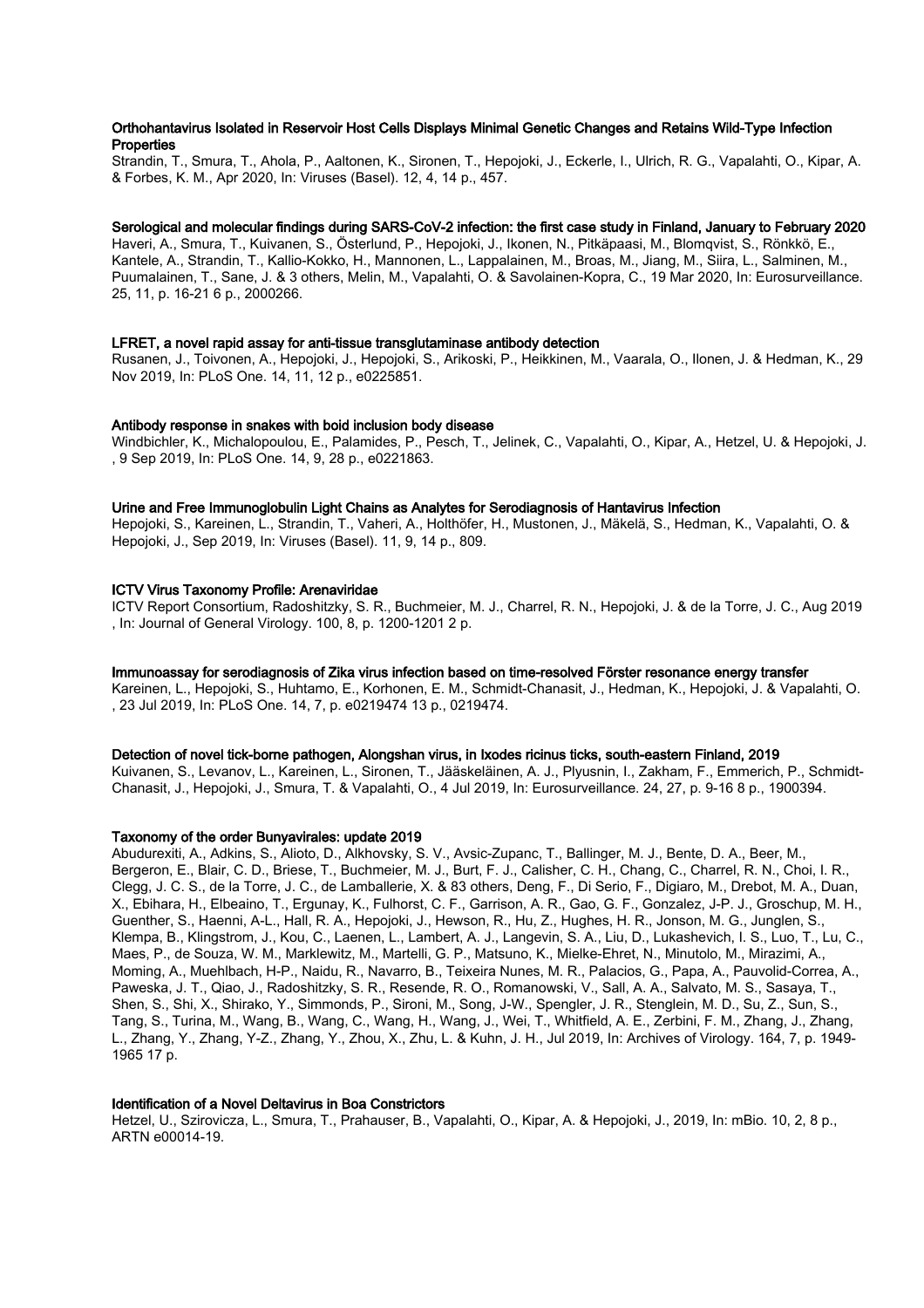**Orthohantavirus Isolated in Reservoir Host Cells Displays Minimal Genetic Changes and Retains Wild-Type Infection Properties**

Strandin, T., Smura, T., Ahola, P., Aaltonen, K., Sironen, T., Hepojoki, J., Eckerle, I., Ulrich, R. G., Vapalahti, O., Kipar, A. & Forbes, K. M., Apr 2020, In: Viruses (Basel). 12, 4, 14 p., 457.

**Serological and molecular findings during SARS-CoV-2 infection: the first case study in Finland, January to February 2020**

Haveri, A., Smura, T., Kuivanen, S., Österlund, P., Hepojoki, J., Ikonen, N., Pitkäpaasi, M., Blomqvist, S., Rönkkö, E., Kantele, A., Strandin, T., Kallio-Kokko, H., Mannonen, L., Lappalainen, M., Broas, M., Jiang, M., Siira, L., Salminen, M., Puumalainen, T., Sane, J. & 3 others, Melin, M., Vapalahti, O. & Savolainen-Kopra, C., 19 Mar 2020, In: Eurosurveillance. 25, 11, p. 16-21 6 p., 2000266.

**LFRET, a novel rapid assay for anti-tissue transglutaminase antibody detection**

Rusanen, J., Toivonen, A., Hepojoki, J., Hepojoki, S., Arikoski, P., Heikkinen, M., Vaarala, O., Ilonen, J. & Hedman, K., 29 Nov 2019, In: PLoS One. 14, 11, 12 p., e0225851.

**Antibody response in snakes with boid inclusion body disease**

Windbichler, K., Michalopoulou, E., Palamides, P., Pesch, T., Jelinek, C., Vapalahti, O., Kipar, A., Hetzel, U. & Hepojoki, J., 9 Sep 2019, In: PLoS One. 14, 9, 28 p., e0221863.

**Urine and Free Immunoglobulin Light Chains as Analytes for Serodiagnosis of Hantavirus Infection**

Hepojoki, S., Kareinen, L., Strandin, T., Vaheri, A., Holthöfer, H., Mustonen, J., Mäkelä, S., Hedman, K., Vapalahti, O. & Hepojoki, J., Sep 2019, In: Viruses (Basel). 11, 9, 14 p., 809.

**ICTV Virus Taxonomy Profile: Arenaviridae**

ICTV Report Consortium, Radoshitzky, S. R., Buchmeier, M. J., Charrel, R. N., Hepojoki, J. & de la Torre, J. C., Aug 2019, In: Journal of General Virology. 100, 8, p. 1200-1201 2 p.

**Immunoassay for serodiagnosis of Zika virus infection based on time-resolved Förster resonance energy transfer**

Kareinen, L., Hepojoki, S., Huhtamo, E., Korhonen, E. M., Schmidt-Chanasit, J., Hedman, K., Hepojoki, J. & Vapalahti, O., 23 Jul 2019, In: PLoS One. 14, 7, p. e0219474 13 p., 0219474.

**Detection of novel tick-borne pathogen, Alongshan virus, in Ixodes ricinus ticks, south-eastern Finland, 2019**

Kuivanen, S., Levanov, L., Kareinen, L., Sironen, T., Jääskeläinen, A. J., Plyusnin, I., Zakham, F., Emmerich, P., Schmidt-Chanasit, J., Hepojoki, J., Smura, T. & Vapalahti, O., 4 Jul 2019, In: Eurosurveillance. 24, 27, p. 9-16 8 p., 1900394.

**Taxonomy of the order Bunyavirales: update 2019**

Abudurexiti, A., Adkins, S., Alioto, D., Alkhovsky, S. V., Avsic-Zupanc, T., Ballinger, M. J., Bente, D. A., Beer, M., Bergeron, E., Blair, C. D., Briese, T., Buchmeier, M. J., Burt, F. J., Calisher, C. H., Chang, C., Charrel, R. N., Choi, I. R., Clegg, J. C. S., de la Torre, J. C., de Lamballerie, X. & 83 others, Deng, F., Di Serio, F., Digiaro, M., Drebot, M. A., Duan, X., Ebihara, H., Elbeaino, T., Ergunay, K., Fulhorst, C. F., Garrison, A. R., Gao, G. F., Gonzalez, J-P. J., Groschup, M. H., Guenther, S., Haenni, A-L., Hall, R. A., Hepojoki, J., Hewson, R., Hu, Z., Hughes, H. R., Jonson, M. G., Junglen, S., Klempa, B., Klingstrom, J., Kou, C., Laenen, L., Lambert, A. J., Langevin, S. A., Liu, D., Lukashevich, I. S., Luo, T., Lu, C., Maes, P., de Souza, W. M., Marklewitz, M., Martelli, G. P., Matsuno, K., Mielke-Ehret, N., Minutolo, M., Mirazimi, A., Moming, A., Muehlbach, H-P., Naidu, R., Navarro, B., Teixeira Nunes, M. R., Palacios, G., Papa, A., Pauvolid-Correa, A., Paweska, J. T., Qiao, J., Radoshitzky, S. R., Resende, R. O., Romanowski, V., Sall, A. A., Salvato, M. S., Sasaya, T., Shen, S., Shi, X., Shirako, Y., Simmonds, P., Sironi, M., Song, J-W., Spengler, J. R., Stenglein, M. D., Su, Z., Sun, S., Tang, S., Turina, M., Wang, B., Wang, C., Wang, H., Wang, J., Wei, T., Whitfield, A. E., Zerbini, F. M., Zhang, J., Zhang, L., Zhang, Y., Zhang, Y-Z., Zhang, Y., Zhou, X., Zhu, L. & Kuhn, J. H., Jul 2019, In: Archives of Virology. 164, 7, p. 1949-1965 17 p.

**Identification of a Novel Deltavirus in Boa Constrictors**

Hetzel, U., Szirovicza, L., Smura, T., Prahauser, B., Vapalahti, O., Kipar, A. & Hepojoki, J., 2019, In: mBio. 10, 2, 8 p., ARTN e00014-19.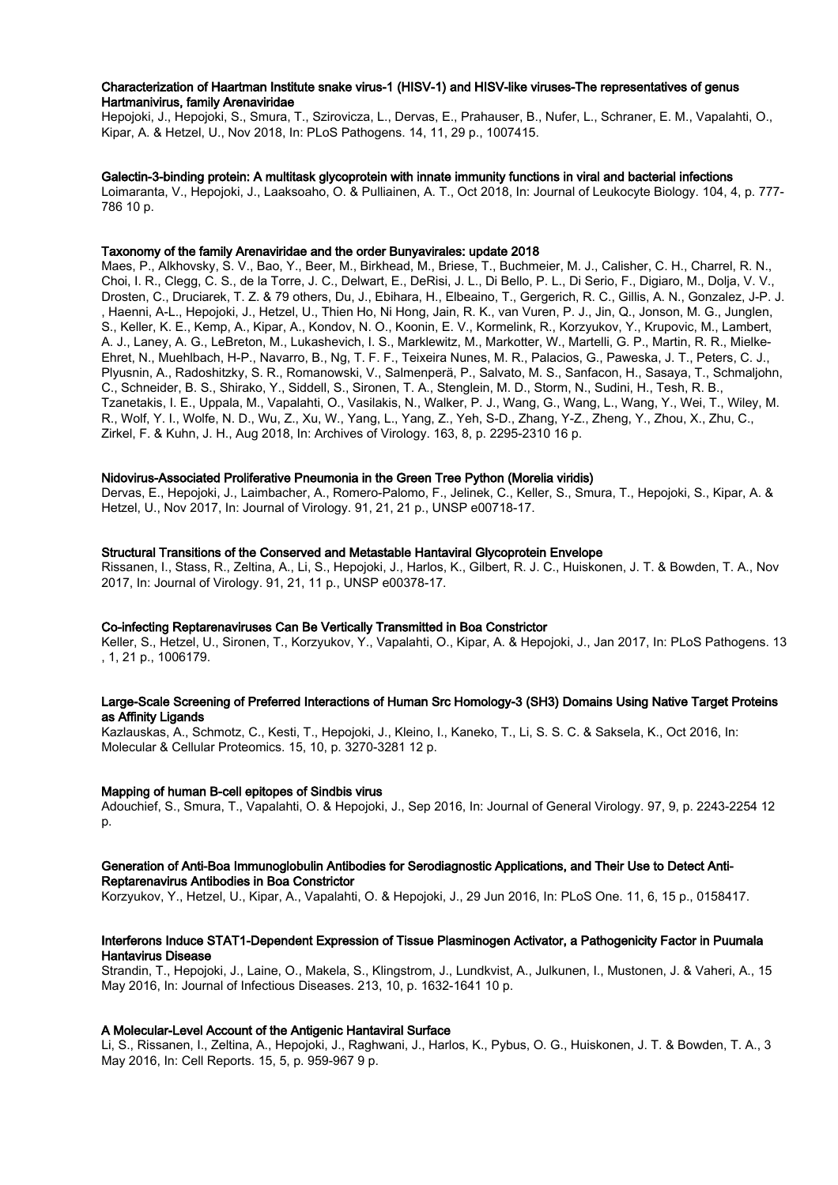**Characterization of Haartman Institute snake virus-1 (HISV-1) and HISV-like viruses-The representatives of genus Hartmanivirus, family Arenaviridae**
Hepojoki, J., Hepojoki, S., Smura, T., Szirovicza, L., Dervas, E., Prahauser, B., Nufer, L., Schraner, E. M., Vapalahti, O., Kipar, A. & Hetzel, U., Nov 2018, In: PLoS Pathogens. 14, 11, 29 p., 1007415.

**Galectin-3-binding protein: A multitask glycoprotein with innate immunity functions in viral and bacterial infections**
Loimaranta, V., Hepojoki, J., Laaksoaho, O. & Pulliainen, A. T., Oct 2018, In: Journal of Leukocyte Biology. 104, 4, p. 777-786 10 p.

**Taxonomy of the family Arenaviridae and the order Bunyavirales: update 2018**
Maes, P., Alkhovsky, S. V., Bao, Y., Beer, M., Birkhead, M., Briese, T., Buchmeier, M. J., Calisher, C. H., Charrel, R. N., Choi, I. R., Clegg, C. S., de la Torre, J. C., Delwart, E., DeRisi, J. L., Di Bello, P. L., Di Serio, F., Digiaro, M., Dolja, V. V., Drosten, C., Druciarek, T. Z. & 79 others, Du, J., Ebihara, H., Elbeaino, T., Gergerich, R. C., Gillis, A. N., Gonzalez, J-P. J. , Haenni, A-L., Hepojoki, J., Hetzel, U., Thien Ho, Ni Hong, Jain, R. K., van Vuren, P. J., Jin, Q., Jonson, M. G., Junglen, S., Keller, K. E., Kemp, A., Kipar, A., Kondov, N. O., Koonin, E. V., Kormelink, R., Korzyukov, Y., Krupovic, M., Lambert, A. J., Laney, A. G., LeBreton, M., Lukashevich, I. S., Marklewitz, M., Markotter, W., Martelli, G. P., Martin, R. R., Mielke-Ehret, N., Muehlbach, H-P., Navarro, B., Ng, T. F. F., Teixeira Nunes, M. R., Palacios, G., Paweska, J. T., Peters, C. J., Plyusnin, A., Radoshitzky, S. R., Romanowski, V., Salmenperä, P., Salvato, M. S., Sanfacon, H., Sasaya, T., Schmaljohn, C., Schneider, B. S., Shirako, Y., Siddell, S., Sironen, T. A., Stenglein, M. D., Storm, N., Sudini, H., Tesh, R. B., Tzanetakis, I. E., Uppala, M., Vapalahti, O., Vasilakis, N., Walker, P. J., Wang, G., Wang, L., Wang, Y., Wei, T., Wiley, M. R., Wolf, Y. I., Wolfe, N. D., Wu, Z., Xu, W., Yang, L., Yang, Z., Yeh, S-D., Zhang, Y-Z., Zheng, Y., Zhou, X., Zhu, C., Zirkel, F. & Kuhn, J. H., Aug 2018, In: Archives of Virology. 163, 8, p. 2295-2310 16 p.

**Nidovirus-Associated Proliferative Pneumonia in the Green Tree Python (Morelia viridis)**
Dervas, E., Hepojoki, J., Laimbacher, A., Romero-Palomo, F., Jelinek, C., Keller, S., Smura, T., Hepojoki, S., Kipar, A. & Hetzel, U., Nov 2017, In: Journal of Virology. 91, 21, 21 p., UNSP e00718-17.

**Structural Transitions of the Conserved and Metastable Hantaviral Glycoprotein Envelope**
Rissanen, I., Stass, R., Zeltina, A., Li, S., Hepojoki, J., Harlos, K., Gilbert, R. J. C., Huiskonen, J. T. & Bowden, T. A., Nov 2017, In: Journal of Virology. 91, 21, 11 p., UNSP e00378-17.

**Co-infecting Reptarenaviruses Can Be Vertically Transmitted in Boa Constrictor**
Keller, S., Hetzel, U., Sironen, T., Korzyukov, Y., Vapalahti, O., Kipar, A. & Hepojoki, J., Jan 2017, In: PLoS Pathogens. 13 , 1, 21 p., 1006179.

**Large-Scale Screening of Preferred Interactions of Human Src Homology-3 (SH3) Domains Using Native Target Proteins as Affinity Ligands**
Kazlauskas, A., Schmotz, C., Kesti, T., Hepojoki, J., Kleino, I., Kaneko, T., Li, S. S. C. & Saksela, K., Oct 2016, In: Molecular & Cellular Proteomics. 15, 10, p. 3270-3281 12 p.

**Mapping of human B-cell epitopes of Sindbis virus**
Adouchief, S., Smura, T., Vapalahti, O. & Hepojoki, J., Sep 2016, In: Journal of General Virology. 97, 9, p. 2243-2254 12 p.

**Generation of Anti-Boa Immunoglobulin Antibodies for Serodiagnostic Applications, and Their Use to Detect Anti-Reptarenavirus Antibodies in Boa Constrictor**
Korzyukov, Y., Hetzel, U., Kipar, A., Vapalahti, O. & Hepojoki, J., 29 Jun 2016, In: PLoS One. 11, 6, 15 p., 0158417.

**Interferons Induce STAT1-Dependent Expression of Tissue Plasminogen Activator, a Pathogenicity Factor in Puumala Hantavirus Disease**
Strandin, T., Hepojoki, J., Laine, O., Makela, S., Klingstrom, J., Lundkvist, A., Julkunen, I., Mustonen, J. & Vaheri, A., 15 May 2016, In: Journal of Infectious Diseases. 213, 10, p. 1632-1641 10 p.

**A Molecular-Level Account of the Antigenic Hantaviral Surface**
Li, S., Rissanen, I., Zeltina, A., Hepojoki, J., Raghwani, J., Harlos, K., Pybus, O. G., Huiskonen, J. T. & Bowden, T. A., 3 May 2016, In: Cell Reports. 15, 5, p. 959-967 9 p.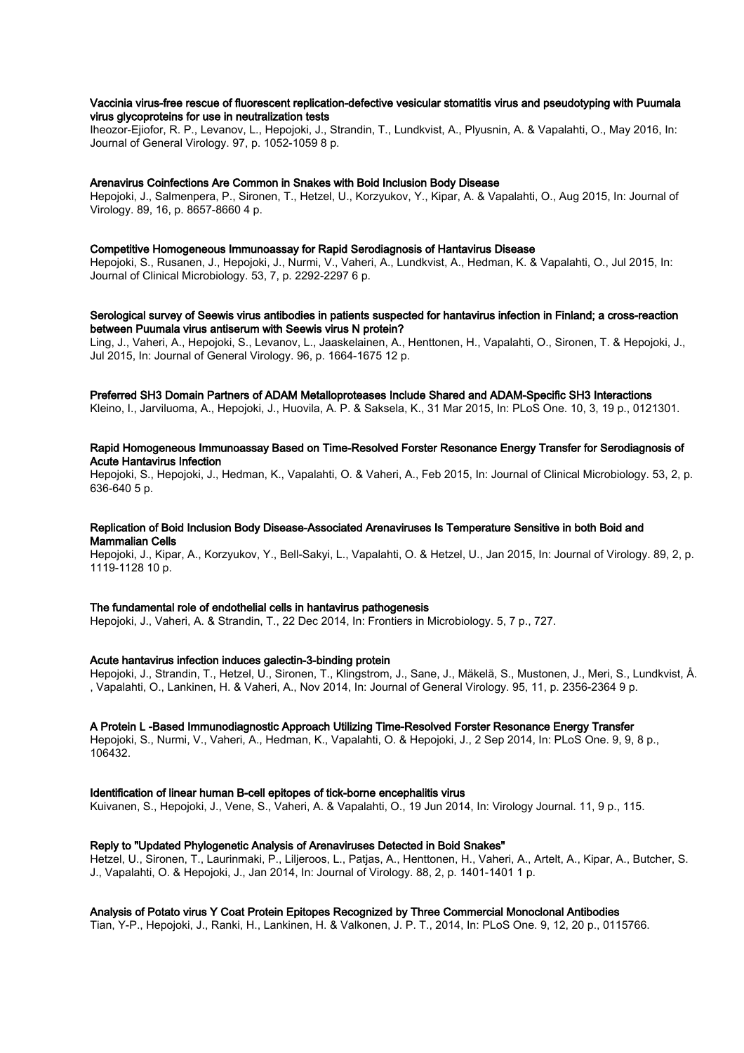**Vaccinia virus-free rescue of fluorescent replication-defective vesicular stomatitis virus and pseudotyping with Puumala virus glycoproteins for use in neutralization tests**
Iheozor-Ejiofor, R. P., Levanov, L., Hepojoki, J., Strandin, T., Lundkvist, A., Plyusnin, A. & Vapalahti, O., May 2016, In: Journal of General Virology. 97, p. 1052-1059 8 p.

**Arenavirus Coinfections Are Common in Snakes with Boid Inclusion Body Disease**
Hepojoki, J., Salmenpera, P., Sironen, T., Hetzel, U., Korzyukov, Y., Kipar, A. & Vapalahti, O., Aug 2015, In: Journal of Virology. 89, 16, p. 8657-8660 4 p.

**Competitive Homogeneous Immunoassay for Rapid Serodiagnosis of Hantavirus Disease**
Hepojoki, S., Rusanen, J., Hepojoki, J., Nurmi, V., Vaheri, A., Lundkvist, A., Hedman, K. & Vapalahti, O., Jul 2015, In: Journal of Clinical Microbiology. 53, 7, p. 2292-2297 6 p.

**Serological survey of Seewis virus antibodies in patients suspected for hantavirus infection in Finland; a cross-reaction between Puumala virus antiserum with Seewis virus N protein?**
Ling, J., Vaheri, A., Hepojoki, S., Levanov, L., Jaaskelainen, A., Henttonen, H., Vapalahti, O., Sironen, T. & Hepojoki, J., Jul 2015, In: Journal of General Virology. 96, p. 1664-1675 12 p.

**Preferred SH3 Domain Partners of ADAM Metalloproteases Include Shared and ADAM-Specific SH3 Interactions**
Kleino, I., Jarviluoma, A., Hepojoki, J., Huovila, A. P. & Saksela, K., 31 Mar 2015, In: PLoS One. 10, 3, 19 p., 0121301.

**Rapid Homogeneous Immunoassay Based on Time-Resolved Forster Resonance Energy Transfer for Serodiagnosis of Acute Hantavirus Infection**
Hepojoki, S., Hepojoki, J., Hedman, K., Vapalahti, O. & Vaheri, A., Feb 2015, In: Journal of Clinical Microbiology. 53, 2, p. 636-640 5 p.

**Replication of Boid Inclusion Body Disease-Associated Arenaviruses Is Temperature Sensitive in both Boid and Mammalian Cells**
Hepojoki, J., Kipar, A., Korzyukov, Y., Bell-Sakyi, L., Vapalahti, O. & Hetzel, U., Jan 2015, In: Journal of Virology. 89, 2, p. 1119-1128 10 p.

**The fundamental role of endothelial cells in hantavirus pathogenesis**
Hepojoki, J., Vaheri, A. & Strandin, T., 22 Dec 2014, In: Frontiers in Microbiology. 5, 7 p., 727.

**Acute hantavirus infection induces galectin-3-binding protein**
Hepojoki, J., Strandin, T., Hetzel, U., Sironen, T., Klingstrom, J., Sane, J., Mäkelä, S., Mustonen, J., Meri, S., Lundkvist, Å. , Vapalahti, O., Lankinen, H. & Vaheri, A., Nov 2014, In: Journal of General Virology. 95, 11, p. 2356-2364 9 p.

**A Protein L -Based Immunodiagnostic Approach Utilizing Time-Resolved Forster Resonance Energy Transfer**
Hepojoki, S., Nurmi, V., Vaheri, A., Hedman, K., Vapalahti, O. & Hepojoki, J., 2 Sep 2014, In: PLoS One. 9, 9, 8 p., 106432.

**Identification of linear human B-cell epitopes of tick-borne encephalitis virus**
Kuivanen, S., Hepojoki, J., Vene, S., Vaheri, A. & Vapalahti, O., 19 Jun 2014, In: Virology Journal. 11, 9 p., 115.

**Reply to "Updated Phylogenetic Analysis of Arenaviruses Detected in Boid Snakes"**
Hetzel, U., Sironen, T., Laurinmaki, P., Liljeroos, L., Patjas, A., Henttonen, H., Vaheri, A., Artelt, A., Kipar, A., Butcher, S. J., Vapalahti, O. & Hepojoki, J., Jan 2014, In: Journal of Virology. 88, 2, p. 1401-1401 1 p.

**Analysis of Potato virus Y Coat Protein Epitopes Recognized by Three Commercial Monoclonal Antibodies**
Tian, Y-P., Hepojoki, J., Ranki, H., Lankinen, H. & Valkonen, J. P. T., 2014, In: PLoS One. 9, 12, 20 p., 0115766.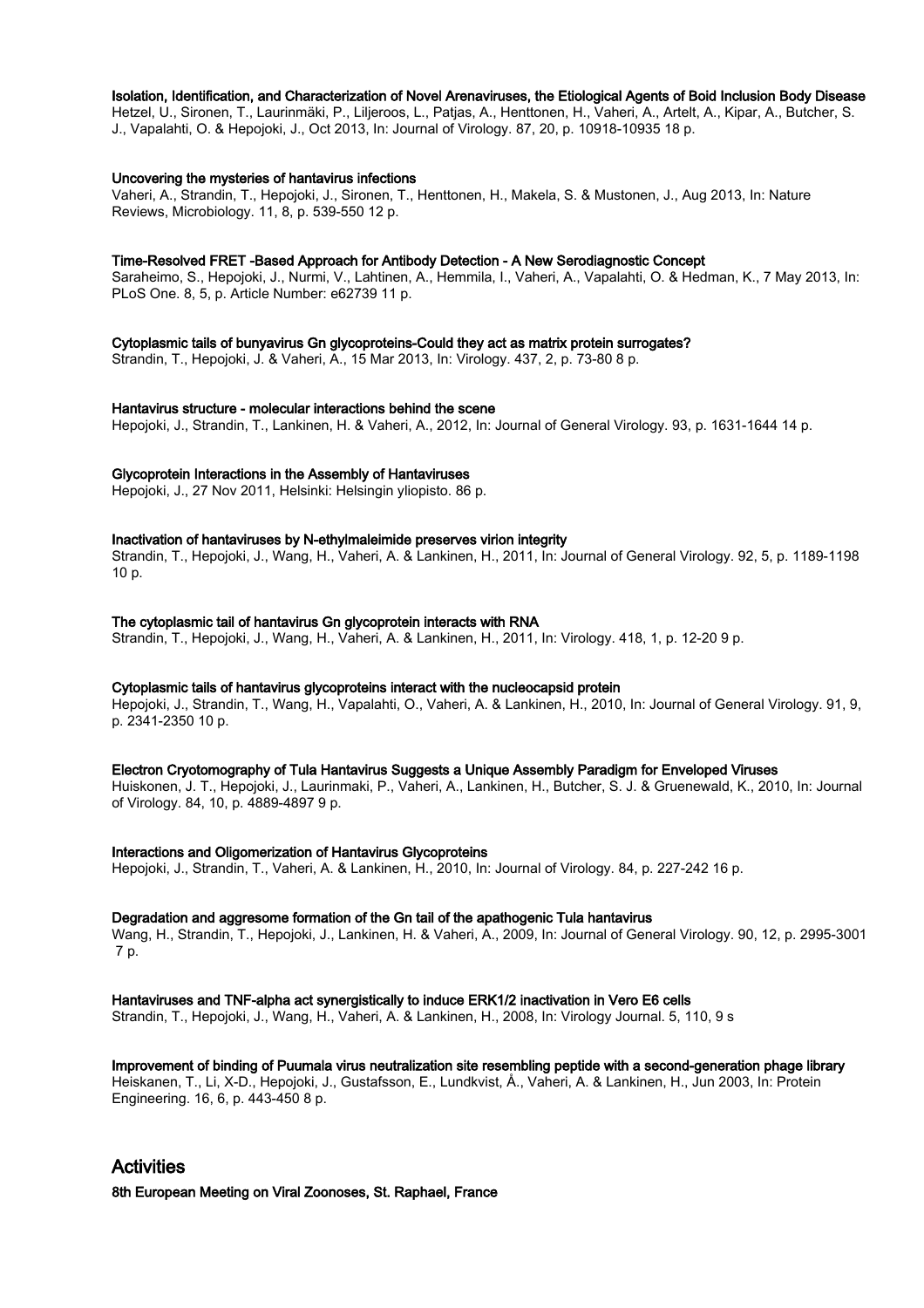**Isolation, Identification, and Characterization of Novel Arenaviruses, the Etiological Agents of Boid Inclusion Body Disease**
Hetzel, U., Sironen, T., Laurinmäki, P., Liljeroos, L., Patjas, A., Henttonen, H., Vaheri, A., Artelt, A., Kipar, A., Butcher, S. J., Vapalahti, O. & Hepojoki, J., Oct 2013, In: Journal of Virology. 87, 20, p. 10918-10935 18 p.

**Uncovering the mysteries of hantavirus infections**
Vaheri, A., Strandin, T., Hepojoki, J., Sironen, T., Henttonen, H., Makela, S. & Mustonen, J., Aug 2013, In: Nature Reviews, Microbiology. 11, 8, p. 539-550 12 p.

**Time-Resolved FRET -Based Approach for Antibody Detection - A New Serodiagnostic Concept**
Saraheimo, S., Hepojoki, J., Nurmi, V., Lahtinen, A., Hemmila, I., Vaheri, A., Vapalahti, O. & Hedman, K., 7 May 2013, In: PLoS One. 8, 5, p. Article Number: e62739 11 p.

**Cytoplasmic tails of bunyavirus Gn glycoproteins-Could they act as matrix protein surrogates?**
Strandin, T., Hepojoki, J. & Vaheri, A., 15 Mar 2013, In: Virology. 437, 2, p. 73-80 8 p.

**Hantavirus structure - molecular interactions behind the scene**
Hepojoki, J., Strandin, T., Lankinen, H. & Vaheri, A., 2012, In: Journal of General Virology. 93, p. 1631-1644 14 p.

**Glycoprotein Interactions in the Assembly of Hantaviruses**
Hepojoki, J., 27 Nov 2011, Helsinki: Helsingin yliopisto. 86 p.

**Inactivation of hantaviruses by N-ethylmaleimide preserves virion integrity**
Strandin, T., Hepojoki, J., Wang, H., Vaheri, A. & Lankinen, H., 2011, In: Journal of General Virology. 92, 5, p. 1189-1198 10 p.

**The cytoplasmic tail of hantavirus Gn glycoprotein interacts with RNA**
Strandin, T., Hepojoki, J., Wang, H., Vaheri, A. & Lankinen, H., 2011, In: Virology. 418, 1, p. 12-20 9 p.

**Cytoplasmic tails of hantavirus glycoproteins interact with the nucleocapsid protein**
Hepojoki, J., Strandin, T., Wang, H., Vapalahti, O., Vaheri, A. & Lankinen, H., 2010, In: Journal of General Virology. 91, 9, p. 2341-2350 10 p.

**Electron Cryotomography of Tula Hantavirus Suggests a Unique Assembly Paradigm for Enveloped Viruses**
Huiskonen, J. T., Hepojoki, J., Laurinmaki, P., Vaheri, A., Lankinen, H., Butcher, S. J. & Gruenewald, K., 2010, In: Journal of Virology. 84, 10, p. 4889-4897 9 p.

**Interactions and Oligomerization of Hantavirus Glycoproteins**
Hepojoki, J., Strandin, T., Vaheri, A. & Lankinen, H., 2010, In: Journal of Virology. 84, p. 227-242 16 p.

**Degradation and aggresome formation of the Gn tail of the apathogenic Tula hantavirus**
Wang, H., Strandin, T., Hepojoki, J., Lankinen, H. & Vaheri, A., 2009, In: Journal of General Virology. 90, 12, p. 2995-3001 7 p.

**Hantaviruses and TNF-alpha act synergistically to induce ERK1/2 inactivation in Vero E6 cells**
Strandin, T., Hepojoki, J., Wang, H., Vaheri, A. & Lankinen, H., 2008, In: Virology Journal. 5, 110, 9 s

**Improvement of binding of Puumala virus neutralization site resembling peptide with a second-generation phage library**
Heiskanen, T., Li, X-D., Hepojoki, J., Gustafsson, E., Lundkvist, Å., Vaheri, A. & Lankinen, H., Jun 2003, In: Protein Engineering. 16, 6, p. 443-450 8 p.

## Activities

**8th European Meeting on Viral Zoonoses, St. Raphael, France**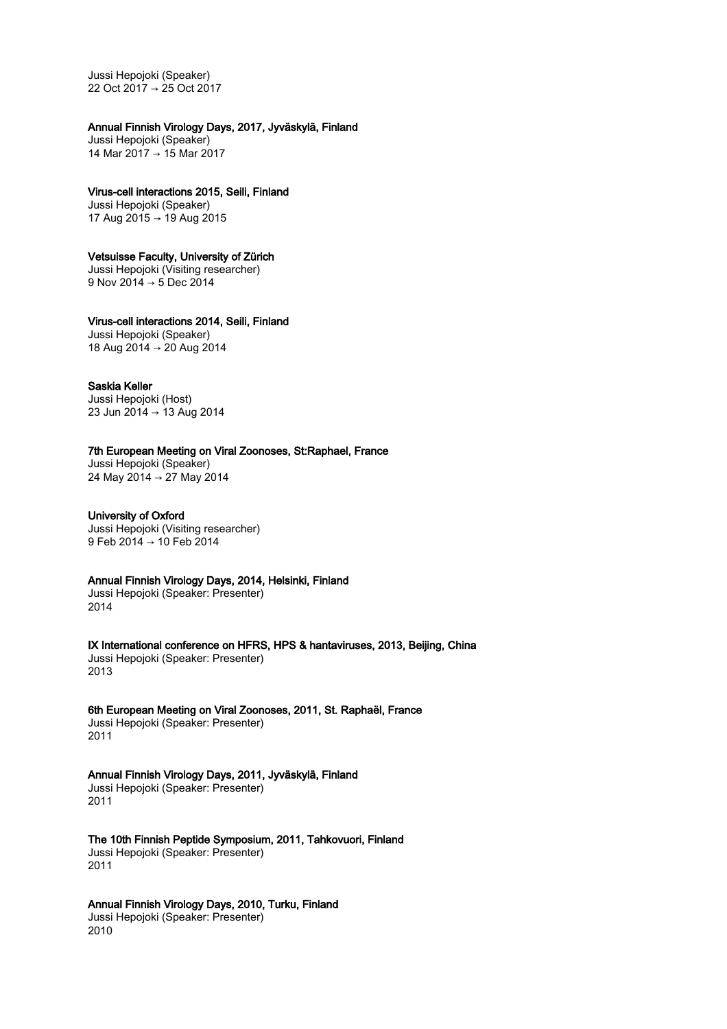Jussi Hepojoki (Speaker)
22 Oct 2017 → 25 Oct 2017

**Annual Finnish Virology Days, 2017, Jyväskylä, Finland**
Jussi Hepojoki (Speaker)
14 Mar 2017 → 15 Mar 2017

**Virus-cell interactions 2015, Seili, Finland**
Jussi Hepojoki (Speaker)
17 Aug 2015 → 19 Aug 2015

**Vetsuisse Faculty, University of Zürich**
Jussi Hepojoki (Visiting researcher)
9 Nov 2014 → 5 Dec 2014

**Virus-cell interactions 2014, Seili, Finland**
Jussi Hepojoki (Speaker)
18 Aug 2014 → 20 Aug 2014

**Saskia Keller**
Jussi Hepojoki (Host)
23 Jun 2014 → 13 Aug 2014

**7th European Meeting on Viral Zoonoses, St:Raphael, France**
Jussi Hepojoki (Speaker)
24 May 2014 → 27 May 2014

**University of Oxford**
Jussi Hepojoki (Visiting researcher)
9 Feb 2014 → 10 Feb 2014

**Annual Finnish Virology Days, 2014, Helsinki, Finland**
Jussi Hepojoki (Speaker: Presenter)
2014

**IX International conference on HFRS, HPS & hantaviruses, 2013, Beijing, China**
Jussi Hepojoki (Speaker: Presenter)
2013

**6th European Meeting on Viral Zoonoses, 2011, St. Raphaël, France**
Jussi Hepojoki (Speaker: Presenter)
2011

**Annual Finnish Virology Days, 2011, Jyväskylä, Finland**
Jussi Hepojoki (Speaker: Presenter)
2011

**The 10th Finnish Peptide Symposium, 2011, Tahkovuori, Finland**
Jussi Hepojoki (Speaker: Presenter)
2011

**Annual Finnish Virology Days, 2010, Turku, Finland**
Jussi Hepojoki (Speaker: Presenter)
2010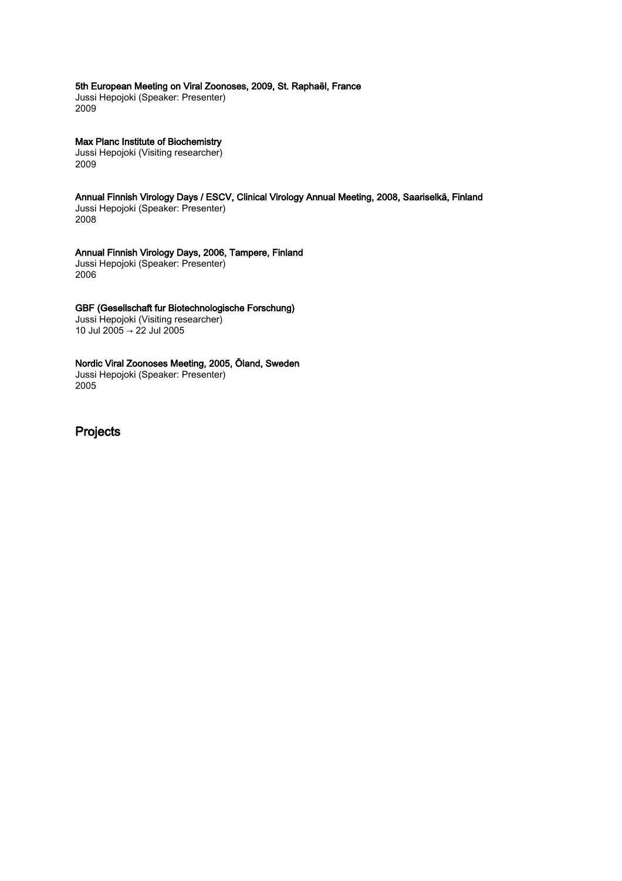**5th European Meeting on Viral Zoonoses, 2009, St. Raphaël, France**
Jussi Hepojoki (Speaker: Presenter)
2009

**Max Planc Institute of Biochemistry**
Jussi Hepojoki (Visiting researcher)
2009

**Annual Finnish Virology Days / ESCV, Clinical Virology Annual Meeting, 2008, Saariselkä, Finland**
Jussi Hepojoki (Speaker: Presenter)
2008

**Annual Finnish Virology Days, 2006, Tampere, Finland**
Jussi Hepojoki (Speaker: Presenter)
2006

**GBF (Gesellschaft fur Biotechnologische Forschung)**
Jussi Hepojoki (Visiting researcher)
10 Jul 2005 → 22 Jul 2005

**Nordic Viral Zoonoses Meeting, 2005, Öland, Sweden**
Jussi Hepojoki (Speaker: Presenter)
2005

## Projects